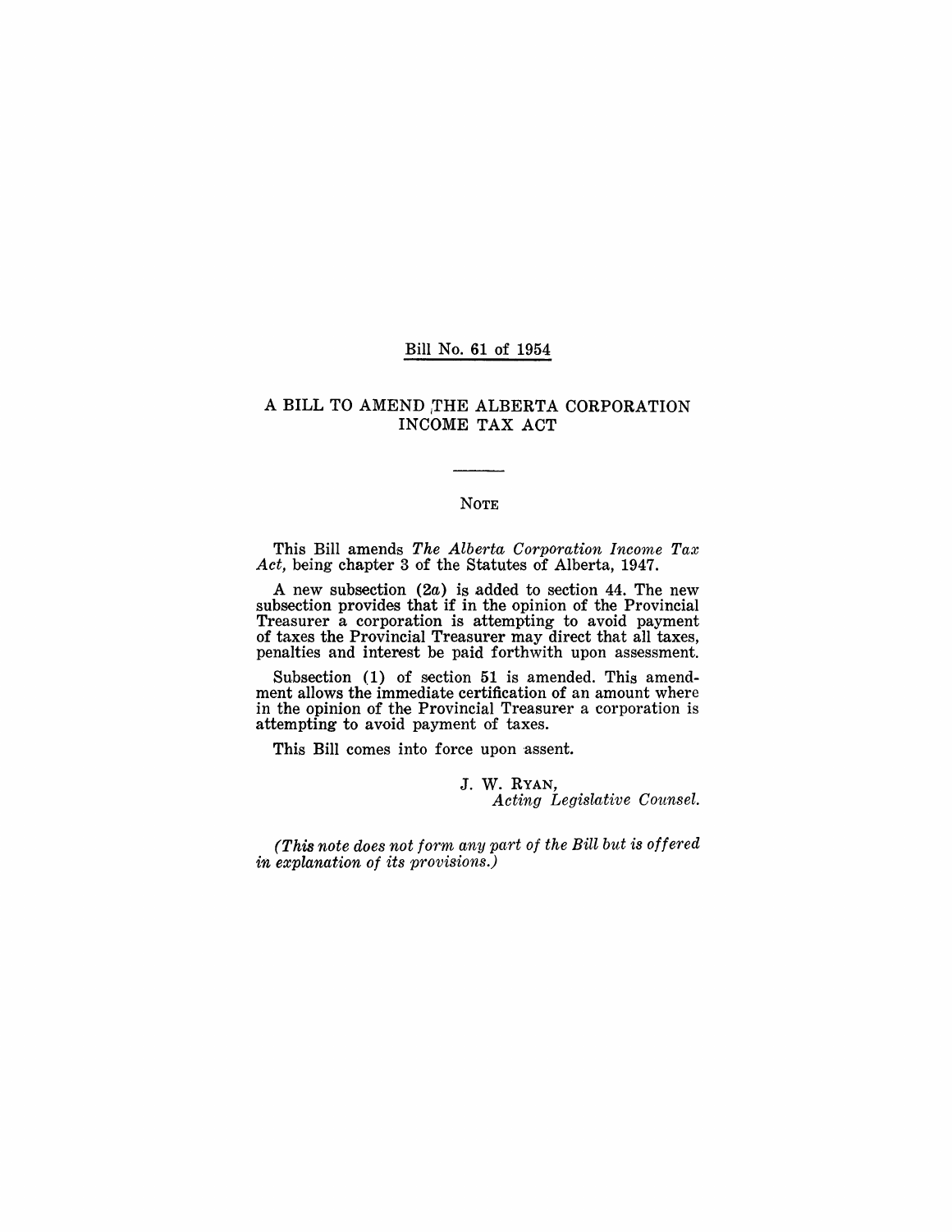Bill No. 61 of 1954

# A BILL TO AMEND THE ALBERTA CORPORATION INCOME TAX ACT

NOTE

This Bill amends *The Alberta Corporation Income Tax Act,* being chapter 3 of the Statutes of Alberta, 1947.

A new subsection (2*a*) is added to section 44. The new subsection provides that if in the opinion of the Provincial Treasurer a corporation is attempting to avoid payment of taxes the Provincial Treasurer may direct that all taxes, penalties and interest be paid forthwith upon assessment.

Subsection (1) of section 51 is amended. This amendment allows the immediate certification of an amount where in the opinion of the Provincial Treasurer a corporation is attempting to avoid payment of taxes.

This Bill comes into force upon assent.

J. W. RYAN,
*Acting Legislative Counsel.*

*(This note does not form any part of the Bill but is offered in explanation of its provisions.)*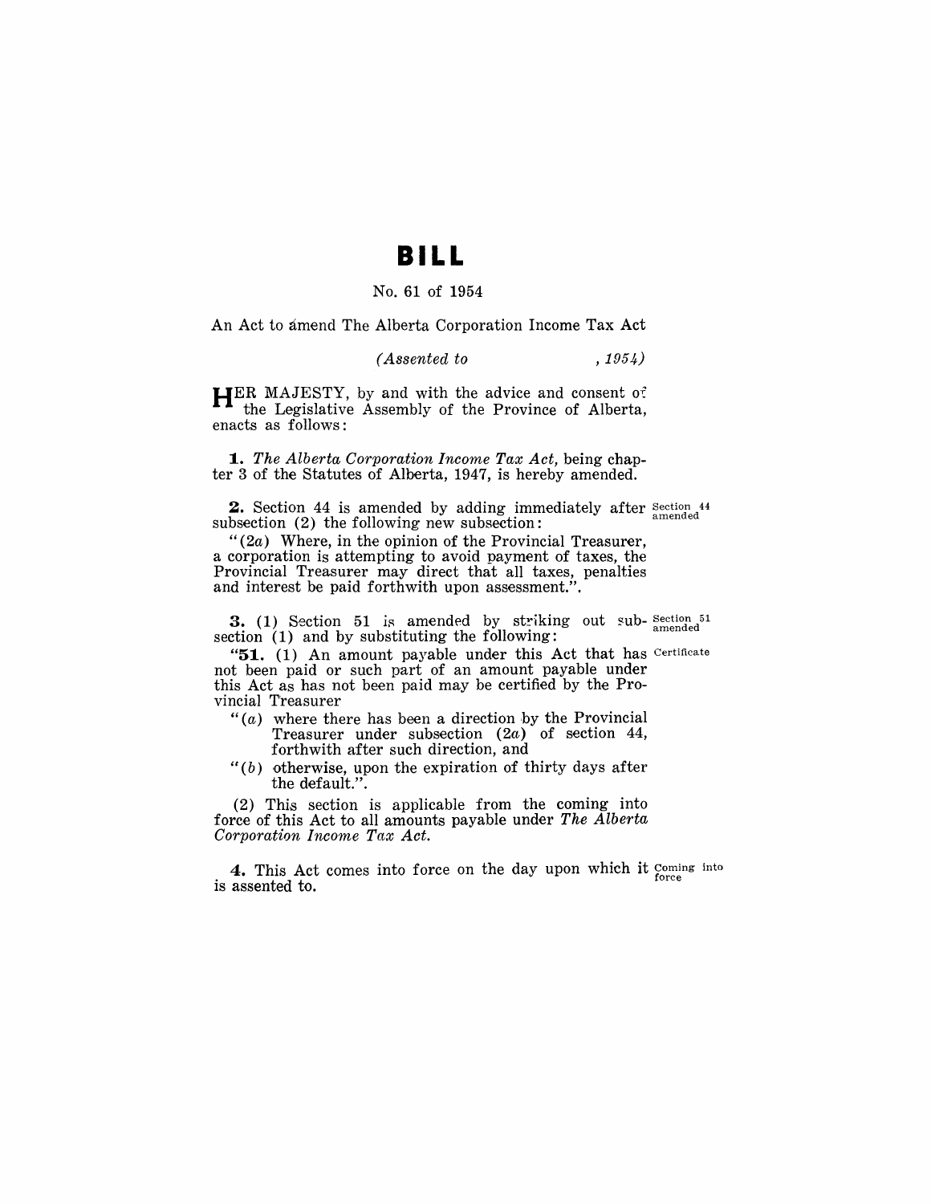# BILL

No. 61 of 1954

An Act to amend The Alberta Corporation Income Tax Act

*(Assented to , 1954)*

HER MAJESTY, by and with the advice and consent of the Legislative Assembly of the Province of Alberta, enacts as follows:

**1.** *The Alberta Corporation Income Tax Act,* being chapter 3 of the Statutes of Alberta, 1947, is hereby amended.

**2.** Section 44 is amended by adding immediately after subsection (2) the following new subsection:

Section 44 amended

"(2*a*) Where, in the opinion of the Provincial Treasurer, a corporation is attempting to avoid payment of taxes, the Provincial Treasurer may direct that all taxes, penalties and interest be paid forthwith upon assessment.".

**3.** (1) Section 51 is amended by striking out subsection (1) and by substituting the following:

Section 51 amended

Certificate

"**51.** (1) An amount payable under this Act that has not been paid or such part of an amount payable under this Act as has not been paid may be certified by the Provincial Treasurer

"(*a*) where there has been a direction by the Provincial Treasurer under subsection (2*a*) of section 44, forthwith after such direction, and

"(*b*) otherwise, upon the expiration of thirty days after the default.".

(2) This section is applicable from the coming into force of this Act to all amounts payable under *The Alberta Corporation Income Tax Act.*

**4.** This Act comes into force on the day upon which it is assented to.

Coming into force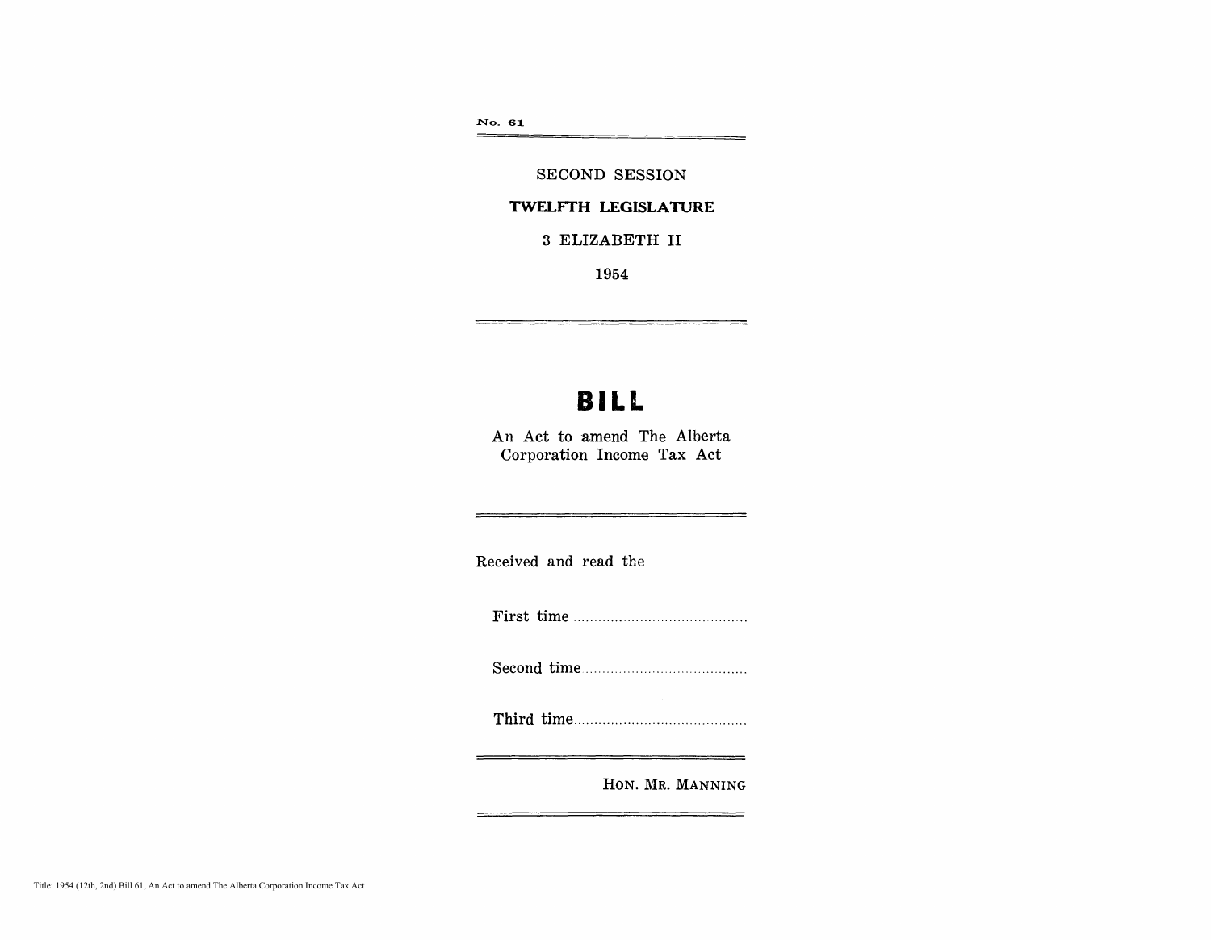No. 61

SECOND SESSION

**TWELFTH LEGISLATURE**

3 ELIZABETH II

1954

# BILL

An Act to amend The Alberta Corporation Income Tax Act

Received and read the

First time ..........................................

Second time ......................................

Third time..........................................

HON. MR. MANNING

Title: 1954 (12th, 2nd) Bill 61, An Act to amend The Alberta Corporation Income Tax Act